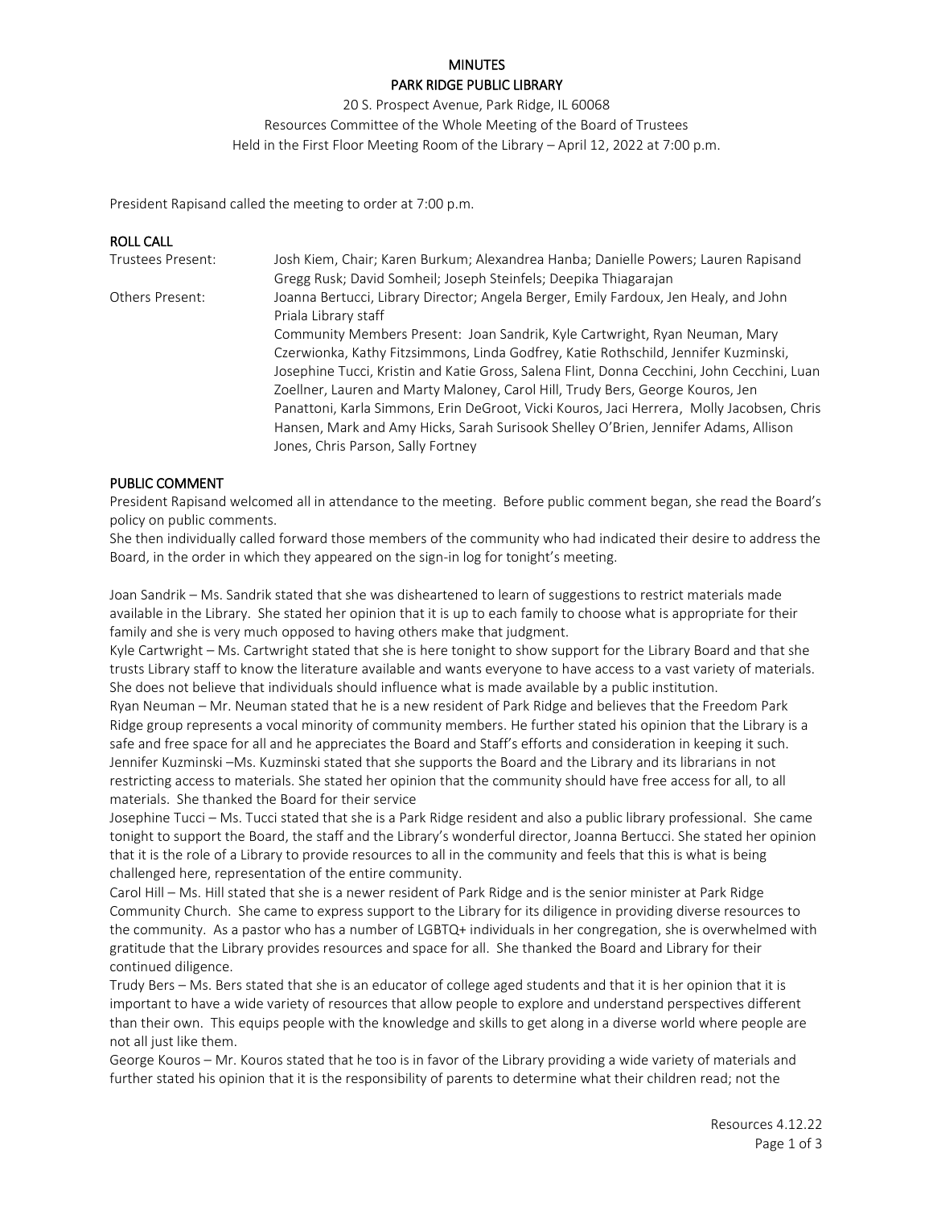# MINUTES

## PARK RIDGE PUBLIC LIBRARY

20 S. Prospect Avenue, Park Ridge, IL 60068

Resources Committee of the Whole Meeting of the Board of Trustees

Held in the First Floor Meeting Room of the Library – April 12, 2022 at 7:00 p.m.

President Rapisand called the meeting to order at 7:00 p.m.

**ROLL CALL**

| | |
|---|---|
| Trustees Present: | Josh Kiem, Chair; Karen Burkum; Alexandrea Hanba; Danielle Powers; Lauren Rapisand Gregg Rusk; David Somheil; Joseph Steinfels; Deepika Thiagarajan |
| Others Present: | Joanna Bertucci, Library Director; Angela Berger, Emily Fardoux, Jen Healy, and John Priala Library staff<br>Community Members Present: Joan Sandrik, Kyle Cartwright, Ryan Neuman, Mary Czerwionka, Kathy Fitzsimmons, Linda Godfrey, Katie Rothschild, Jennifer Kuzminski, Josephine Tucci, Kristin and Katie Gross, Salena Flint, Donna Cecchini, John Cecchini, Luan Zoellner, Lauren and Marty Maloney, Carol Hill, Trudy Bers, George Kouros, Jen Panattoni, Karla Simmons, Erin DeGroot, Vicki Kouros, Jaci Herrera, Molly Jacobsen, Chris Hansen, Mark and Amy Hicks, Sarah Surisook Shelley O'Brien, Jennifer Adams, Allison Jones, Chris Parson, Sally Fortney |

**PUBLIC COMMENT**

President Rapisand welcomed all in attendance to the meeting. Before public comment began, she read the Board's policy on public comments.

She then individually called forward those members of the community who had indicated their desire to address the Board, in the order in which they appeared on the sign-in log for tonight's meeting.

Joan Sandrik – Ms. Sandrik stated that she was disheartened to learn of suggestions to restrict materials made available in the Library. She stated her opinion that it is up to each family to choose what is appropriate for their family and she is very much opposed to having others make that judgment.

Kyle Cartwright – Ms. Cartwright stated that she is here tonight to show support for the Library Board and that she trusts Library staff to know the literature available and wants everyone to have access to a vast variety of materials. She does not believe that individuals should influence what is made available by a public institution.

Ryan Neuman – Mr. Neuman stated that he is a new resident of Park Ridge and believes that the Freedom Park Ridge group represents a vocal minority of community members. He further stated his opinion that the Library is a safe and free space for all and he appreciates the Board and Staff's efforts and consideration in keeping it such.

Jennifer Kuzminski –Ms. Kuzminski stated that she supports the Board and the Library and its librarians in not restricting access to materials. She stated her opinion that the community should have free access for all, to all materials. She thanked the Board for their service

Josephine Tucci – Ms. Tucci stated that she is a Park Ridge resident and also a public library professional. She came tonight to support the Board, the staff and the Library's wonderful director, Joanna Bertucci. She stated her opinion that it is the role of a Library to provide resources to all in the community and feels that this is what is being challenged here, representation of the entire community.

Carol Hill – Ms. Hill stated that she is a newer resident of Park Ridge and is the senior minister at Park Ridge Community Church. She came to express support to the Library for its diligence in providing diverse resources to the community. As a pastor who has a number of LGBTQ+ individuals in her congregation, she is overwhelmed with gratitude that the Library provides resources and space for all. She thanked the Board and Library for their continued diligence.

Trudy Bers – Ms. Bers stated that she is an educator of college aged students and that it is her opinion that it is important to have a wide variety of resources that allow people to explore and understand perspectives different than their own. This equips people with the knowledge and skills to get along in a diverse world where people are not all just like them.

George Kouros – Mr. Kouros stated that he too is in favor of the Library providing a wide variety of materials and further stated his opinion that it is the responsibility of parents to determine what their children read; not the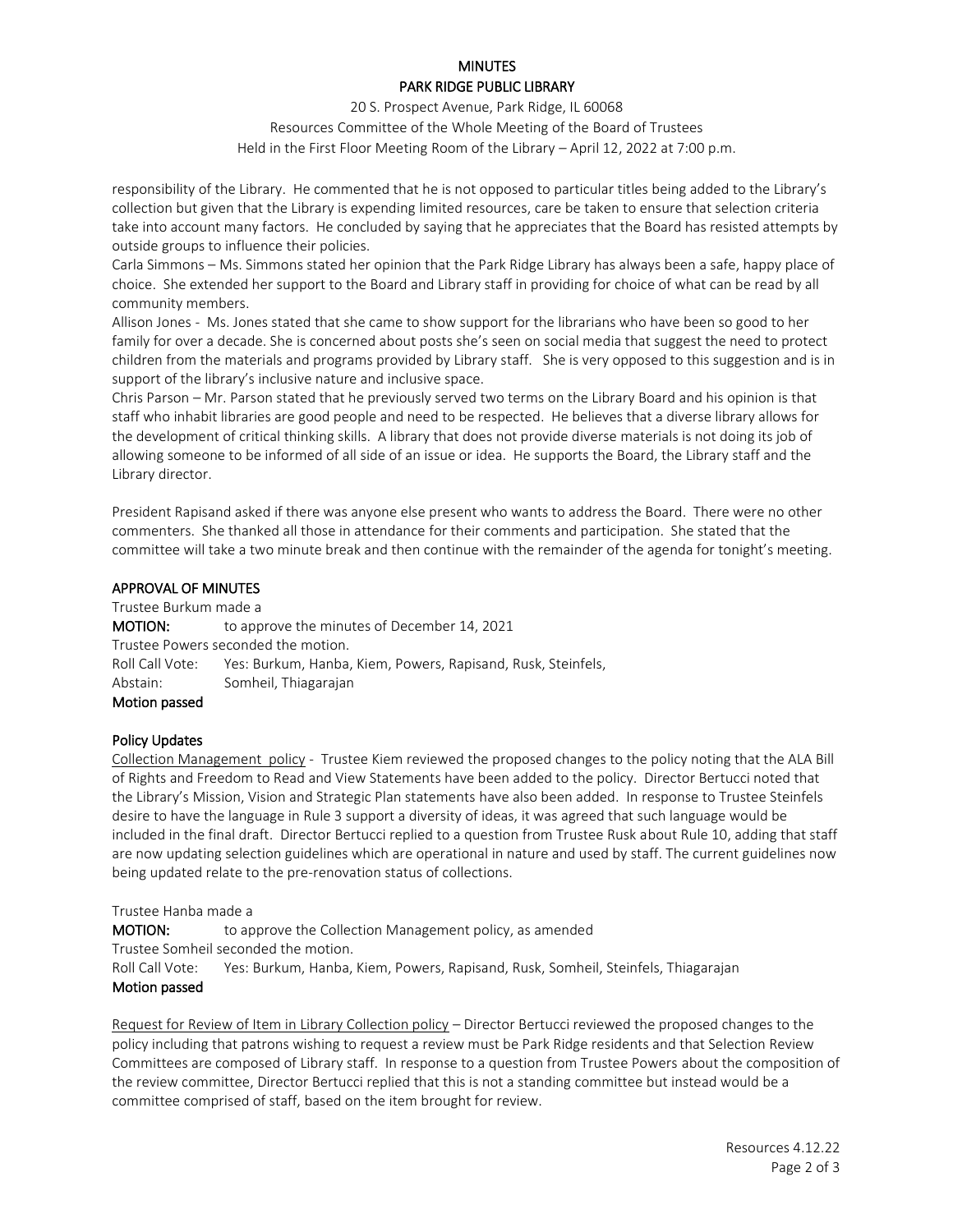# MINUTES

# PARK RIDGE PUBLIC LIBRARY

20 S. Prospect Avenue, Park Ridge, IL 60068

Resources Committee of the Whole Meeting of the Board of Trustees

Held in the First Floor Meeting Room of the Library – April 12, 2022 at 7:00 p.m.

responsibility of the Library. He commented that he is not opposed to particular titles being added to the Library's collection but given that the Library is expending limited resources, care be taken to ensure that selection criteria take into account many factors. He concluded by saying that he appreciates that the Board has resisted attempts by outside groups to influence their policies.

Carla Simmons – Ms. Simmons stated her opinion that the Park Ridge Library has always been a safe, happy place of choice. She extended her support to the Board and Library staff in providing for choice of what can be read by all community members.

Allison Jones - Ms. Jones stated that she came to show support for the librarians who have been so good to her family for over a decade. She is concerned about posts she's seen on social media that suggest the need to protect children from the materials and programs provided by Library staff. She is very opposed to this suggestion and is in support of the library's inclusive nature and inclusive space.

Chris Parson – Mr. Parson stated that he previously served two terms on the Library Board and his opinion is that staff who inhabit libraries are good people and need to be respected. He believes that a diverse library allows for the development of critical thinking skills. A library that does not provide diverse materials is not doing its job of allowing someone to be informed of all side of an issue or idea. He supports the Board, the Library staff and the Library director.

President Rapisand asked if there was anyone else present who wants to address the Board. There were no other commenters. She thanked all those in attendance for their comments and participation. She stated that the committee will take a two minute break and then continue with the remainder of the agenda for tonight's meeting.

## APPROVAL OF MINUTES

Trustee Burkum made a

**MOTION:** to approve the minutes of December 14, 2021

Trustee Powers seconded the motion.

Roll Call Vote: Yes: Burkum, Hanba, Kiem, Powers, Rapisand, Rusk, Steinfels,

Abstain: Somheil, Thiagarajan

**Motion passed**

## Policy Updates

Collection Management policy - Trustee Kiem reviewed the proposed changes to the policy noting that the ALA Bill of Rights and Freedom to Read and View Statements have been added to the policy. Director Bertucci noted that the Library's Mission, Vision and Strategic Plan statements have also been added. In response to Trustee Steinfels desire to have the language in Rule 3 support a diversity of ideas, it was agreed that such language would be included in the final draft. Director Bertucci replied to a question from Trustee Rusk about Rule 10, adding that staff are now updating selection guidelines which are operational in nature and used by staff. The current guidelines now being updated relate to the pre-renovation status of collections.

Trustee Hanba made a

**MOTION:** to approve the Collection Management policy, as amended

Trustee Somheil seconded the motion.

Roll Call Vote: Yes: Burkum, Hanba, Kiem, Powers, Rapisand, Rusk, Somheil, Steinfels, Thiagarajan

**Motion passed**

Request for Review of Item in Library Collection policy – Director Bertucci reviewed the proposed changes to the policy including that patrons wishing to request a review must be Park Ridge residents and that Selection Review Committees are composed of Library staff. In response to a question from Trustee Powers about the composition of the review committee, Director Bertucci replied that this is not a standing committee but instead would be a committee comprised of staff, based on the item brought for review.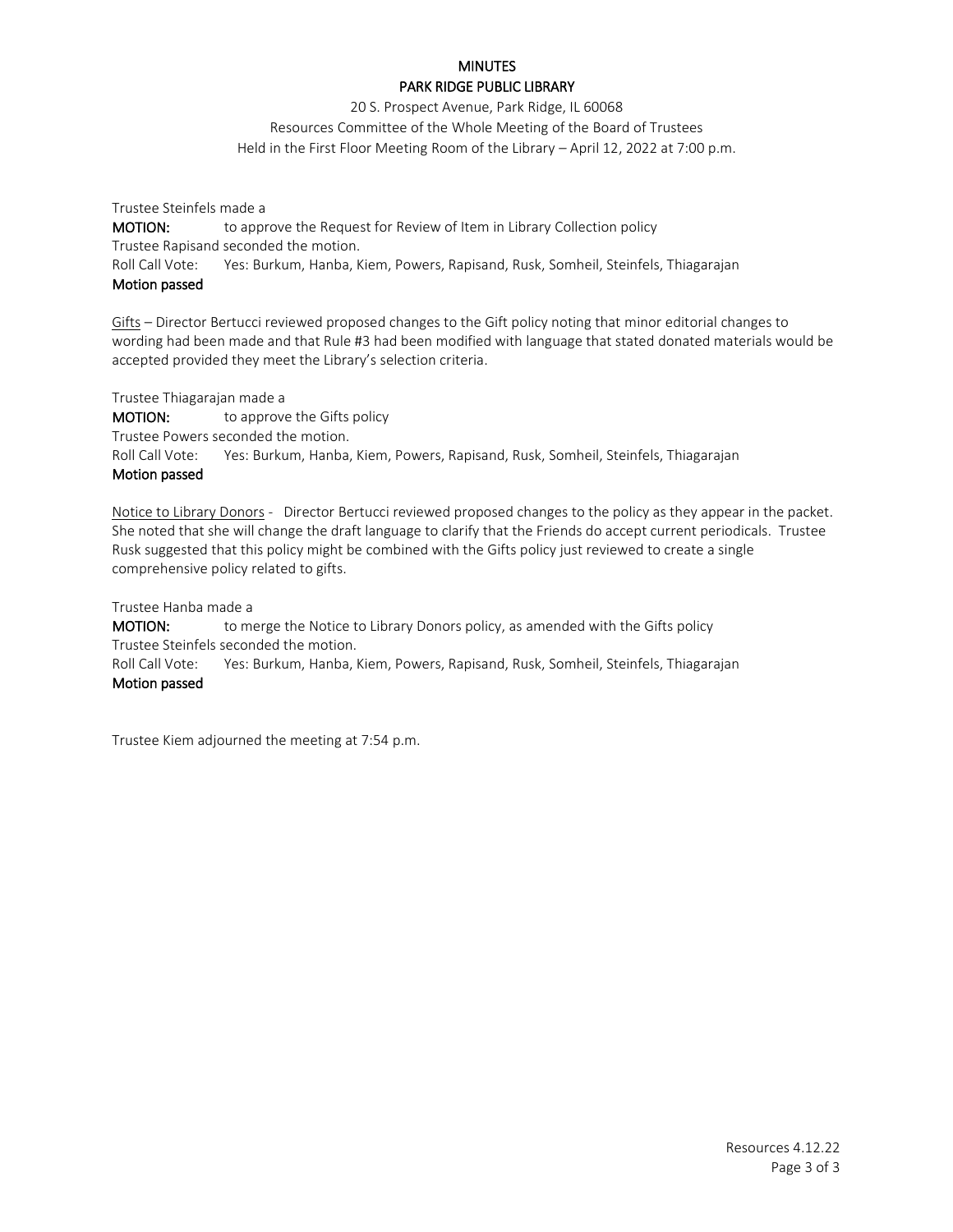**MINUTES**

**PARK RIDGE PUBLIC LIBRARY**

20 S. Prospect Avenue, Park Ridge, IL 60068

Resources Committee of the Whole Meeting of the Board of Trustees

Held in the First Floor Meeting Room of the Library – April 12, 2022 at 7:00 p.m.

Trustee Steinfels made a

**MOTION:** to approve the Request for Review of Item in Library Collection policy

Trustee Rapisand seconded the motion.

Roll Call Vote: Yes: Burkum, Hanba, Kiem, Powers, Rapisand, Rusk, Somheil, Steinfels, Thiagarajan

**Motion passed**

Gifts – Director Bertucci reviewed proposed changes to the Gift policy noting that minor editorial changes to wording had been made and that Rule #3 had been modified with language that stated donated materials would be accepted provided they meet the Library's selection criteria.

Trustee Thiagarajan made a

**MOTION:** to approve the Gifts policy

Trustee Powers seconded the motion.

Roll Call Vote: Yes: Burkum, Hanba, Kiem, Powers, Rapisand, Rusk, Somheil, Steinfels, Thiagarajan

**Motion passed**

Notice to Library Donors - Director Bertucci reviewed proposed changes to the policy as they appear in the packet. She noted that she will change the draft language to clarify that the Friends do accept current periodicals. Trustee Rusk suggested that this policy might be combined with the Gifts policy just reviewed to create a single comprehensive policy related to gifts.

Trustee Hanba made a

**MOTION:** to merge the Notice to Library Donors policy, as amended with the Gifts policy

Trustee Steinfels seconded the motion.

Roll Call Vote: Yes: Burkum, Hanba, Kiem, Powers, Rapisand, Rusk, Somheil, Steinfels, Thiagarajan

**Motion passed**

Trustee Kiem adjourned the meeting at 7:54 p.m.